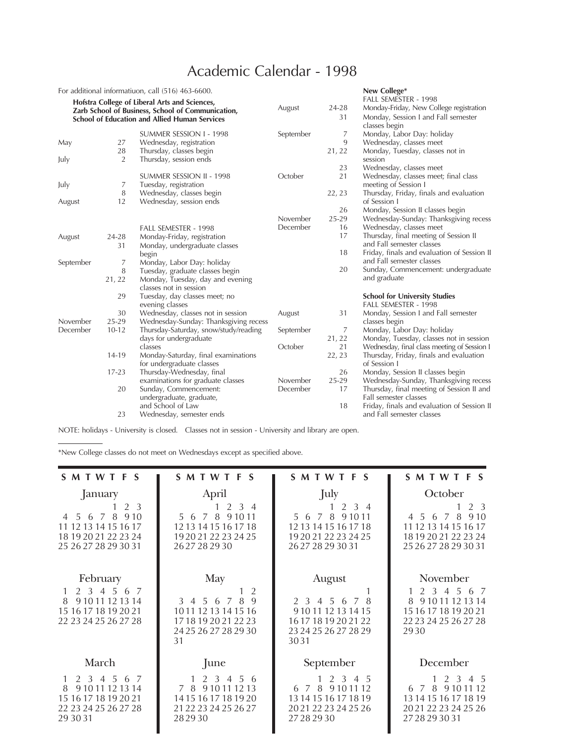# Academic Calendar - 1998

For additional informatiuon, call (516) 463-6600.

**Hofstra College of Liberal Arts and Sciences, Zarb School of Business, School of Communication, School of Education and Allied Human Services**

### SUMMER SESSION I - 1998

| Month | Date | Event |
|---|---|---|
| May | 27 | Wednesday, registration |
| | 28 | Thursday, classes begin |
| July | 2 | Thursday, session ends |

### SUMMER SESSION II - 1998

| Month | Date | Event |
|---|---|---|
| July | 7 | Tuesday, registration |
| | 8 | Wednesday, classes begin |
| August | 12 | Wednesday, session ends |

### FALL SEMESTER - 1998

| Month | Date | Event |
|---|---|---|
| August | 24-28 | Monday-Friday, registration |
| | 31 | Monday, undergraduate classes begin |
| September | 7 | Monday, Labor Day: holiday |
| | 8 | Tuesday, graduate classes begin |
| | 21, 22 | Monday, Tuesday, day and evening classes not in session |
| | 29 | Tuesday, day classes meet; no evening classes |
| | 30 | Wednesday, classes not in session |
| November | 25-29 | Wednesday-Sunday: Thanksgiving recess |
| December | 10-12 | Thursday-Saturday, snow/study/reading days for undergraduate classes |
| | 14-19 | Monday-Saturday, final examinations for undergraduate classes |
| | 17-23 | Thursday-Wednesday, final examinations for graduate classes |
| | 20 | Sunday, Commencement: undergraduate, graduate, and School of Law |
| | 23 | Wednesday, semester ends |

## New College*

### FALL SEMESTER - 1998

| Month | Date | Event |
|---|---|---|
| August | 24-28 | Monday-Friday, New College registration |
| | 31 | Monday, Session I and Fall semester classes begin |
| September | 7 | Monday, Labor Day: holiday |
| | 9 | Wednesday, classes meet |
| | 21, 22 | Monday, Tuesday, classes not in session |
| | 23 | Wednesday, classes meet |
| October | 21 | Wednesday, classes meet; final class meeting of Session I |
| | 22, 23 | Thursday, Friday, finals and evaluation of Session I |
| | 26 | Monday, Session II classes begin |
| November | 25-29 | Wednesday-Sunday: Thanksgiving recess |
| December | 16 | Wednesday, classes meet |
| | 17 | Thursday, final meeting of Session II and Fall semester classes |
| | 18 | Friday, finals and evaluation of Session II and Fall semester classes |
| | 20 | Sunday, Commencement: undergraduate and graduate |

## School for University Studies

### FALL SEMESTER - 1998

| Month | Date | Event |
|---|---|---|
| August | 31 | Monday, Session I and Fall semester classes begin |
| September | 7 | Monday, Labor Day: holiday |
| | 21, 22 | Monday, Tuesday, classes not in session |
| October | 21 | Wednesday, final class meeting of Session I |
| | 22, 23 | Thursday, Friday, finals and evaluation of Session I |
| | 26 | Monday, Session II classes begin |
| November | 25-29 | Wednesday-Sunday, Thanksgiving recess |
| December | 17 | Thursday, final meeting of Session II and Fall semester classes |
| | 18 | Friday, finals and evaluation of Session II and Fall semester classes |

NOTE: holidays - University is closed. Classes not in session - University and library are open.

*New College classes do not meet on Wednesdays except as specified above.

### January

| S | M | T | W | T | F | S |
|---|---|---|---|---|---|---|
| | | | | 1 | 2 | 3 |
| 4 | 5 | 6 | 7 | 8 | 9 | 10 |
| 11 | 12 | 13 | 14 | 15 | 16 | 17 |
| 18 | 19 | 20 | 21 | 22 | 23 | 24 |
| 25 | 26 | 27 | 28 | 29 | 30 | 31 |

### February

| S | M | T | W | T | F | S |
|---|---|---|---|---|---|---|
| 1 | 2 | 3 | 4 | 5 | 6 | 7 |
| 8 | 9 | 10 | 11 | 12 | 13 | 14 |
| 15 | 16 | 17 | 18 | 19 | 20 | 21 |
| 22 | 23 | 24 | 25 | 26 | 27 | 28 |

### March

| S | M | T | W | T | F | S |
|---|---|---|---|---|---|---|
| 1 | 2 | 3 | 4 | 5 | 6 | 7 |
| 8 | 9 | 10 | 11 | 12 | 13 | 14 |
| 15 | 16 | 17 | 18 | 19 | 20 | 21 |
| 22 | 23 | 24 | 25 | 26 | 27 | 28 |
| 29 | 30 | 31 | | | | |

### April

| S | M | T | W | T | F | S |
|---|---|---|---|---|---|---|
| | | | 1 | 2 | 3 | 4 |
| 5 | 6 | 7 | 8 | 9 | 10 | 11 |
| 12 | 13 | 14 | 15 | 16 | 17 | 18 |
| 19 | 20 | 21 | 22 | 23 | 24 | 25 |
| 26 | 27 | 28 | 29 | 30 | | |

### May

| S | M | T | W | T | F | S |
|---|---|---|---|---|---|---|
| | | | | | 1 | 2 |
| 3 | 4 | 5 | 6 | 7 | 8 | 9 |
| 10 | 11 | 12 | 13 | 14 | 15 | 16 |
| 17 | 18 | 19 | 20 | 21 | 22 | 23 |
| 24 | 25 | 26 | 27 | 28 | 29 | 30 |
| 31 | | | | | | |

### June

| S | M | T | W | T | F | S |
|---|---|---|---|---|---|---|
| | 1 | 2 | 3 | 4 | 5 | 6 |
| 7 | 8 | 9 | 10 | 11 | 12 | 13 |
| 14 | 15 | 16 | 17 | 18 | 19 | 20 |
| 21 | 22 | 23 | 24 | 25 | 26 | 27 |
| 28 | 29 | 30 | | | | |

### July

| S | M | T | W | T | F | S |
|---|---|---|---|---|---|---|
| | | | 1 | 2 | 3 | 4 |
| 5 | 6 | 7 | 8 | 9 | 10 | 11 |
| 12 | 13 | 14 | 15 | 16 | 17 | 18 |
| 19 | 20 | 21 | 22 | 23 | 24 | 25 |
| 26 | 27 | 28 | 29 | 30 | 31 | |

### August

| S | M | T | W | T | F | S |
|---|---|---|---|---|---|---|
| | | | | | | 1 |
| 2 | 3 | 4 | 5 | 6 | 7 | 8 |
| 9 | 10 | 11 | 12 | 13 | 14 | 15 |
| 16 | 17 | 18 | 19 | 20 | 21 | 22 |
| 23 | 24 | 25 | 26 | 27 | 28 | 29 |
| 30 | 31 | | | | | |

### September

| S | M | T | W | T | F | S |
|---|---|---|---|---|---|---|
| | | 1 | 2 | 3 | 4 | 5 |
| 6 | 7 | 8 | 9 | 10 | 11 | 12 |
| 13 | 14 | 15 | 16 | 17 | 18 | 19 |
| 20 | 21 | 22 | 23 | 24 | 25 | 26 |
| 27 | 28 | 29 | 30 | | | |

### October

| S | M | T | W | T | F | S |
|---|---|---|---|---|---|---|
| | | | | 1 | 2 | 3 |
| 4 | 5 | 6 | 7 | 8 | 9 | 10 |
| 11 | 12 | 13 | 14 | 15 | 16 | 17 |
| 18 | 19 | 20 | 21 | 22 | 23 | 24 |
| 25 | 26 | 27 | 28 | 29 | 30 | 31 |

### November

| S | M | T | W | T | F | S |
|---|---|---|---|---|---|---|
| 1 | 2 | 3 | 4 | 5 | 6 | 7 |
| 8 | 9 | 10 | 11 | 12 | 13 | 14 |
| 15 | 16 | 17 | 18 | 19 | 20 | 21 |
| 22 | 23 | 24 | 25 | 26 | 27 | 28 |
| 29 | 30 | | | | | |

### December

| S | M | T | W | T | F | S |
|---|---|---|---|---|---|---|
| | | 1 | 2 | 3 | 4 | 5 |
| 6 | 7 | 8 | 9 | 10 | 11 | 12 |
| 13 | 14 | 15 | 16 | 17 | 18 | 19 |
| 20 | 21 | 22 | 23 | 24 | 25 | 26 |
| 27 | 28 | 29 | 30 | 31 | | |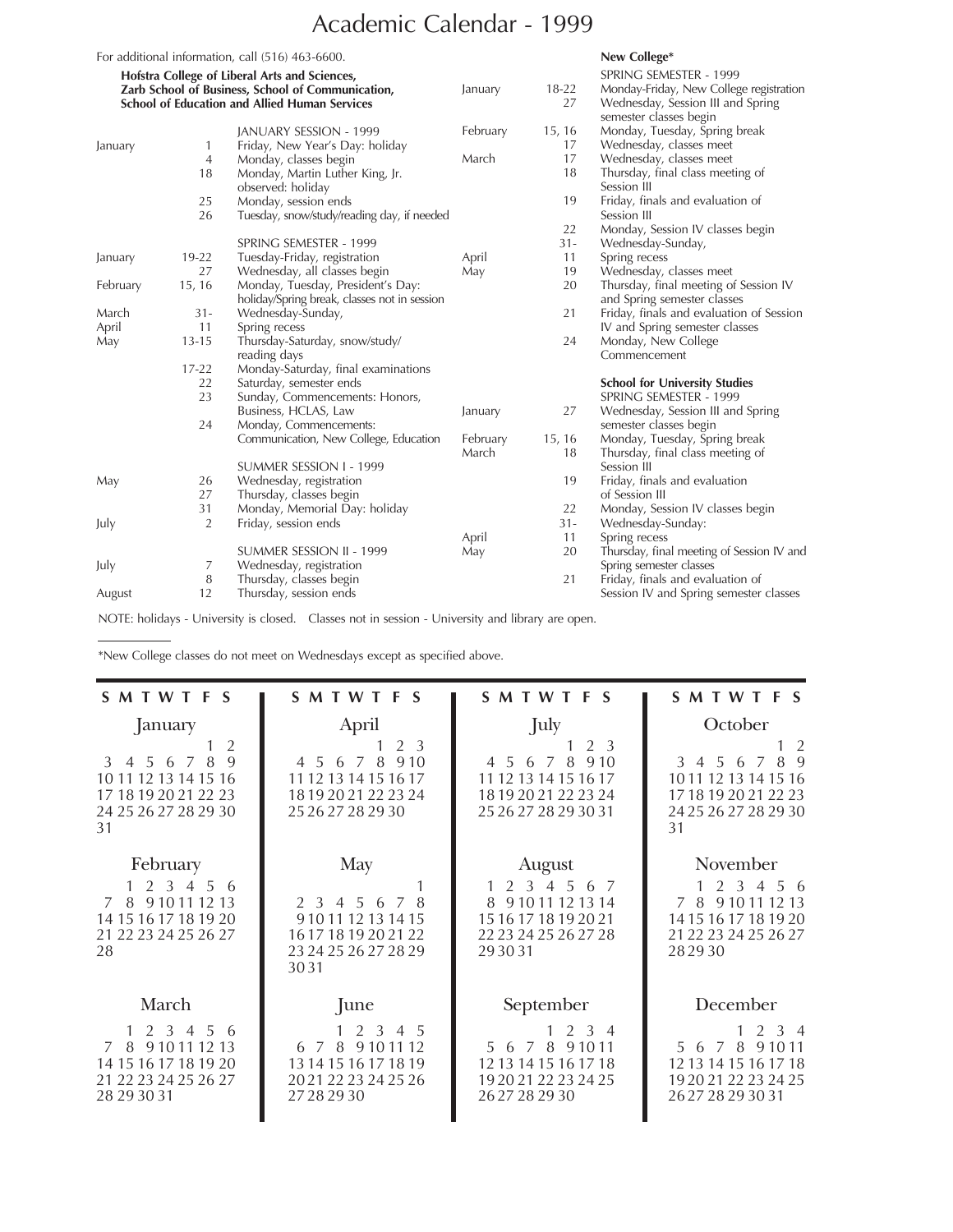# Academic Calendar - 1999

For additional information, call (516) 463-6600.

**Hofstra College of Liberal Arts and Sciences, Zarb School of Business, School of Communication, School of Education and Allied Human Services**

| | | |
|---|---|---|
| | | JANUARY SESSION - 1999 |
| January | 1 | Friday, New Year's Day: holiday |
| | 4 | Monday, classes begin |
| | 18 | Monday, Martin Luther King, Jr. observed: holiday |
| | 25 | Monday, session ends |
| | 26 | Tuesday, snow/study/reading day, if needed |
| | | SPRING SEMESTER - 1999 |
| January | 19-22 | Tuesday-Friday, registration |
| | 27 | Wednesday, all classes begin |
| February | 15, 16 | Monday, Tuesday, President's Day: holiday/Spring break, classes not in session |
| March | 31- | Wednesday-Sunday, |
| April | 11 | Spring recess |
| May | 13-15 | Thursday-Saturday, snow/study/reading days |
| | 17-22 | Monday-Saturday, final examinations |
| | 22 | Saturday, semester ends |
| | 23 | Sunday, Commencements: Honors, Business, HCLAS, Law |
| | 24 | Monday, Commencements: Communication, New College, Education |
| | | SUMMER SESSION I - 1999 |
| May | 26 | Wednesday, registration |
| | 27 | Thursday, classes begin |
| | 31 | Monday, Memorial Day: holiday |
| July | 2 | Friday, session ends |
| | | SUMMER SESSION II - 1999 |
| July | 7 | Wednesday, registration |
| | 8 | Thursday, classes begin |
| August | 12 | Thursday, session ends |

**New College***

| | | |
|---|---|---|
| | | SPRING SEMESTER - 1999 |
| January | 18-22 | Monday-Friday, New College registration |
| | 27 | Wednesday, Session III and Spring semester classes begin |
| February | 15, 16 | Monday, Tuesday, Spring break |
| | 17 | Wednesday, classes meet |
| March | 17 | Wednesday, classes meet |
| | 18 | Thursday, final class meeting of Session III |
| | 19 | Friday, finals and evaluation of Session III |
| | 22 | Monday, Session IV classes begin |
| | 31- | Wednesday-Sunday, |
| April | 11 | Spring recess |
| May | 19 | Wednesday, classes meet |
| | 20 | Thursday, final meeting of Session IV and Spring semester classes |
| | 21 | Friday, finals and evaluation of Session IV and Spring semester classes |
| | 24 | Monday, New College Commencement |

**School for University Studies**

| | | |
|---|---|---|
| | | SPRING SEMESTER - 1999 |
| January | 27 | Wednesday, Session III and Spring semester classes begin |
| February | 15, 16 | Monday, Tuesday, Spring break |
| March | 18 | Thursday, final class meeting of Session III |
| | 19 | Friday, finals and evaluation of Session III |
| | 22 | Monday, Session IV classes begin |
| | 31- | Wednesday-Sunday: |
| April | 11 | Spring recess |
| May | 20 | Thursday, final meeting of Session IV and Spring semester classes |
| | 21 | Friday, finals and evaluation of Session IV and Spring semester classes |

NOTE: holidays - University is closed. Classes not in session - University and library are open.

*New College classes do not meet on Wednesdays except as specified above.

**January**

| S | M | T | W | T | F | S |
|---|---|---|---|---|---|---|
| | | | | | 1 | 2 |
| 3 | 4 | 5 | 6 | 7 | 8 | 9 |
| 10 | 11 | 12 | 13 | 14 | 15 | 16 |
| 17 | 18 | 19 | 20 | 21 | 22 | 23 |
| 24 | 25 | 26 | 27 | 28 | 29 | 30 |
| 31 | | | | | | |

**February**

| S | M | T | W | T | F | S |
|---|---|---|---|---|---|---|
| | 1 | 2 | 3 | 4 | 5 | 6 |
| 7 | 8 | 9 | 10 | 11 | 12 | 13 |
| 14 | 15 | 16 | 17 | 18 | 19 | 20 |
| 21 | 22 | 23 | 24 | 25 | 26 | 27 |
| 28 | | | | | | |

**March**

| S | M | T | W | T | F | S |
|---|---|---|---|---|---|---|
| | 1 | 2 | 3 | 4 | 5 | 6 |
| 7 | 8 | 9 | 10 | 11 | 12 | 13 |
| 14 | 15 | 16 | 17 | 18 | 19 | 20 |
| 21 | 22 | 23 | 24 | 25 | 26 | 27 |
| 28 | 29 | 30 | 31 | | | |

**April**

| S | M | T | W | T | F | S |
|---|---|---|---|---|---|---|
| | | | | 1 | 2 | 3 |
| 4 | 5 | 6 | 7 | 8 | 9 | 10 |
| 11 | 12 | 13 | 14 | 15 | 16 | 17 |
| 18 | 19 | 20 | 21 | 22 | 23 | 24 |
| 25 | 26 | 27 | 28 | 29 | 30 | |

**May**

| S | M | T | W | T | F | S |
|---|---|---|---|---|---|---|
| | | | | | | 1 |
| 2 | 3 | 4 | 5 | 6 | 7 | 8 |
| 9 | 10 | 11 | 12 | 13 | 14 | 15 |
| 16 | 17 | 18 | 19 | 20 | 21 | 22 |
| 23 | 24 | 25 | 26 | 27 | 28 | 29 |
| 30 | 31 | | | | | |

**June**

| S | M | T | W | T | F | S |
|---|---|---|---|---|---|---|
| | | 1 | 2 | 3 | 4 | 5 |
| 6 | 7 | 8 | 9 | 10 | 11 | 12 |
| 13 | 14 | 15 | 16 | 17 | 18 | 19 |
| 20 | 21 | 22 | 23 | 24 | 25 | 26 |
| 27 | 28 | 29 | 30 | | | |

**July**

| S | M | T | W | T | F | S |
|---|---|---|---|---|---|---|
| | | | | 1 | 2 | 3 |
| 4 | 5 | 6 | 7 | 8 | 9 | 10 |
| 11 | 12 | 13 | 14 | 15 | 16 | 17 |
| 18 | 19 | 20 | 21 | 22 | 23 | 24 |
| 25 | 26 | 27 | 28 | 29 | 30 | 31 |

**August**

| S | M | T | W | T | F | S |
|---|---|---|---|---|---|---|
| 1 | 2 | 3 | 4 | 5 | 6 | 7 |
| 8 | 9 | 10 | 11 | 12 | 13 | 14 |
| 15 | 16 | 17 | 18 | 19 | 20 | 21 |
| 22 | 23 | 24 | 25 | 26 | 27 | 28 |
| 29 | 30 | 31 | | | | |

**September**

| S | M | T | W | T | F | S |
|---|---|---|---|---|---|---|
| | | | 1 | 2 | 3 | 4 |
| 5 | 6 | 7 | 8 | 9 | 10 | 11 |
| 12 | 13 | 14 | 15 | 16 | 17 | 18 |
| 19 | 20 | 21 | 22 | 23 | 24 | 25 |
| 26 | 27 | 28 | 29 | 30 | | |

**October**

| S | M | T | W | T | F | S |
|---|---|---|---|---|---|---|
| | | | | | 1 | 2 |
| 3 | 4 | 5 | 6 | 7 | 8 | 9 |
| 10 | 11 | 12 | 13 | 14 | 15 | 16 |
| 17 | 18 | 19 | 20 | 21 | 22 | 23 |
| 24 | 25 | 26 | 27 | 28 | 29 | 30 |
| 31 | | | | | | |

**November**

| S | M | T | W | T | F | S |
|---|---|---|---|---|---|---|
| | 1 | 2 | 3 | 4 | 5 | 6 |
| 7 | 8 | 9 | 10 | 11 | 12 | 13 |
| 14 | 15 | 16 | 17 | 18 | 19 | 20 |
| 21 | 22 | 23 | 24 | 25 | 26 | 27 |
| 28 | 29 | 30 | | | | |

**December**

| S | M | T | W | T | F | S |
|---|---|---|---|---|---|---|
| | | | 1 | 2 | 3 | 4 |
| 5 | 6 | 7 | 8 | 9 | 10 | 11 |
| 12 | 13 | 14 | 15 | 16 | 17 | 18 |
| 19 | 20 | 21 | 22 | 23 | 24 | 25 |
| 26 | 27 | 28 | 29 | 30 | 31 | |